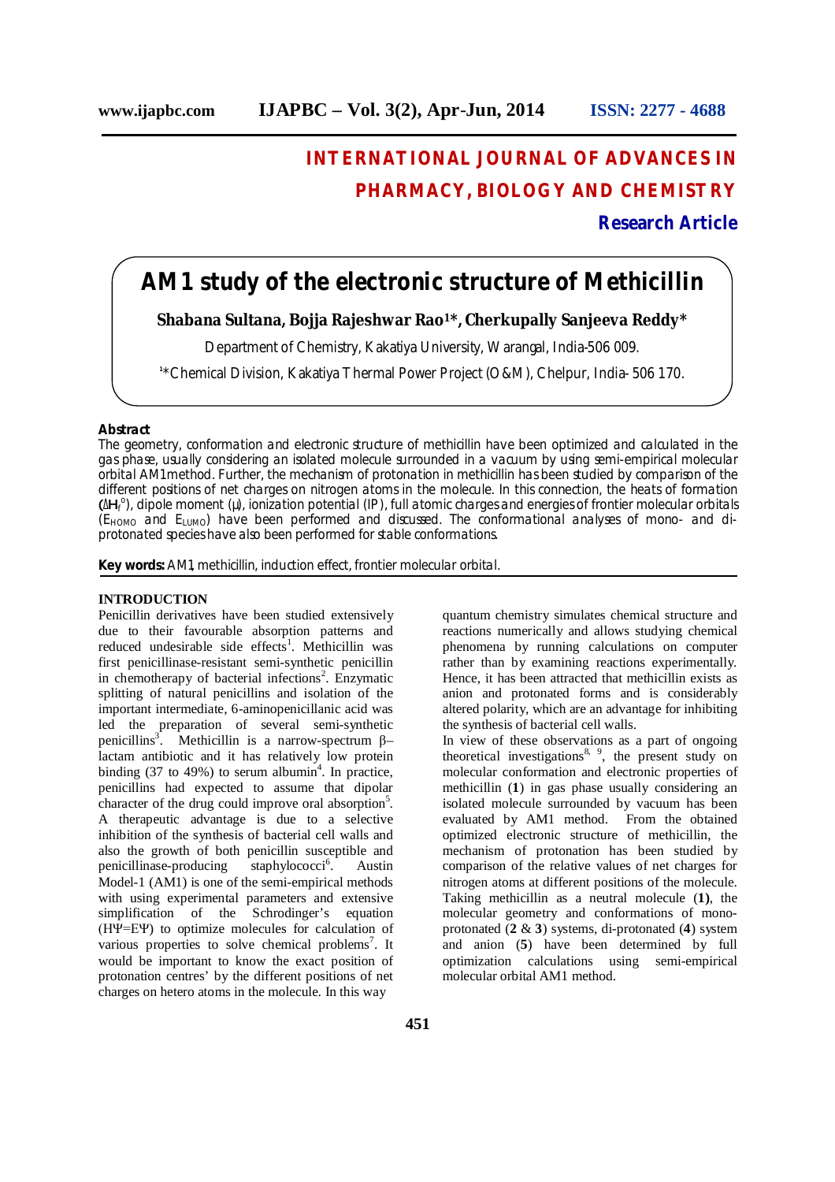INTERNATIONAL JOURNAL OF ADVANCES IN PHARMACY, BIOLOGY AND CHEMISTRY

**Research Article**

# AM1 study of the electronic structure of Methicillin

**Shabana Sultana, Bojja Rajeshwar Rao[1]*, Cherkupally Sanjeeva Reddy***

Department of Chemistry, Kakatiya University, Warangal, India-506 009.

[1]*Chemical Division, Kakatiya Thermal Power Project (O&M), Chelpur, India- 506 170.

## Abstract

The geometry, conformation and electronic structure of methicillin have been optimized and calculated in the gas phase, usually considering an isolated molecule surrounded in a vacuum by using semi-empirical molecular orbital AM1method. Further, the mechanism of protonation in methicillin has been studied by comparison of the different positions of net charges on nitrogen atoms in the molecule. In this connection, the heats of formation ($\Delta H_f^o$), dipole moment (μ), ionization potential (IP), full atomic charges and energies of frontier molecular orbitals ($E_{HOMO}$ and $E_{LUMO}$) have been performed and discussed. The conformational analyses of mono- and di-protonated species have also been performed for stable conformations.

**Key words:** AM1, methicillin, induction effect, frontier molecular orbital.

## INTRODUCTION

Penicillin derivatives have been studied extensively due to their favourable absorption patterns and reduced undesirable side effects[1]. Methicillin was first penicillinase-resistant semi-synthetic penicillin in chemotherapy of bacterial infections[2]. Enzymatic splitting of natural penicillins and isolation of the important intermediate, 6-aminopenicillanic acid was led the preparation of several semi-synthetic penicillins[3]. Methicillin is a narrow-spectrum β–lactam antibiotic and it has relatively low protein binding (37 to 49%) to serum albumin[4]. In practice, penicillins had expected to assume that dipolar character of the drug could improve oral absorption[5]. A therapeutic advantage is due to a selective inhibition of the synthesis of bacterial cell walls and also the growth of both penicillin susceptible and penicillinase-producing staphylococci[6]. Austin Model-1 (AM1) is one of the semi-empirical methods with using experimental parameters and extensive simplification of the Schrodinger's equation (HΨ=EΨ) to optimize molecules for calculation of various properties to solve chemical problems[7]. It would be important to know the exact position of protonation centres' by the different positions of net charges on hetero atoms in the molecule. In this way quantum chemistry simulates chemical structure and reactions numerically and allows studying chemical phenomena by running calculations on computer rather than by examining reactions experimentally. Hence, it has been attracted that methicillin exists as anion and protonated forms and is considerably altered polarity, which are an advantage for inhibiting the synthesis of bacterial cell walls.

In view of these observations as a part of ongoing theoretical investigations[8, 9], the present study on molecular conformation and electronic properties of methicillin (**1**) in gas phase usually considering an isolated molecule surrounded by vacuum has been evaluated by AM1 method. From the obtained optimized electronic structure of methicillin, the mechanism of protonation has been studied by comparison of the relative values of net charges for nitrogen atoms at different positions of the molecule. Taking methicillin as a neutral molecule (**1**), the molecular geometry and conformations of mono-protonated (**2** & **3**) systems, di-protonated (**4**) system and anion (**5**) have been determined by full optimization calculations using semi-empirical molecular orbital AM1 method.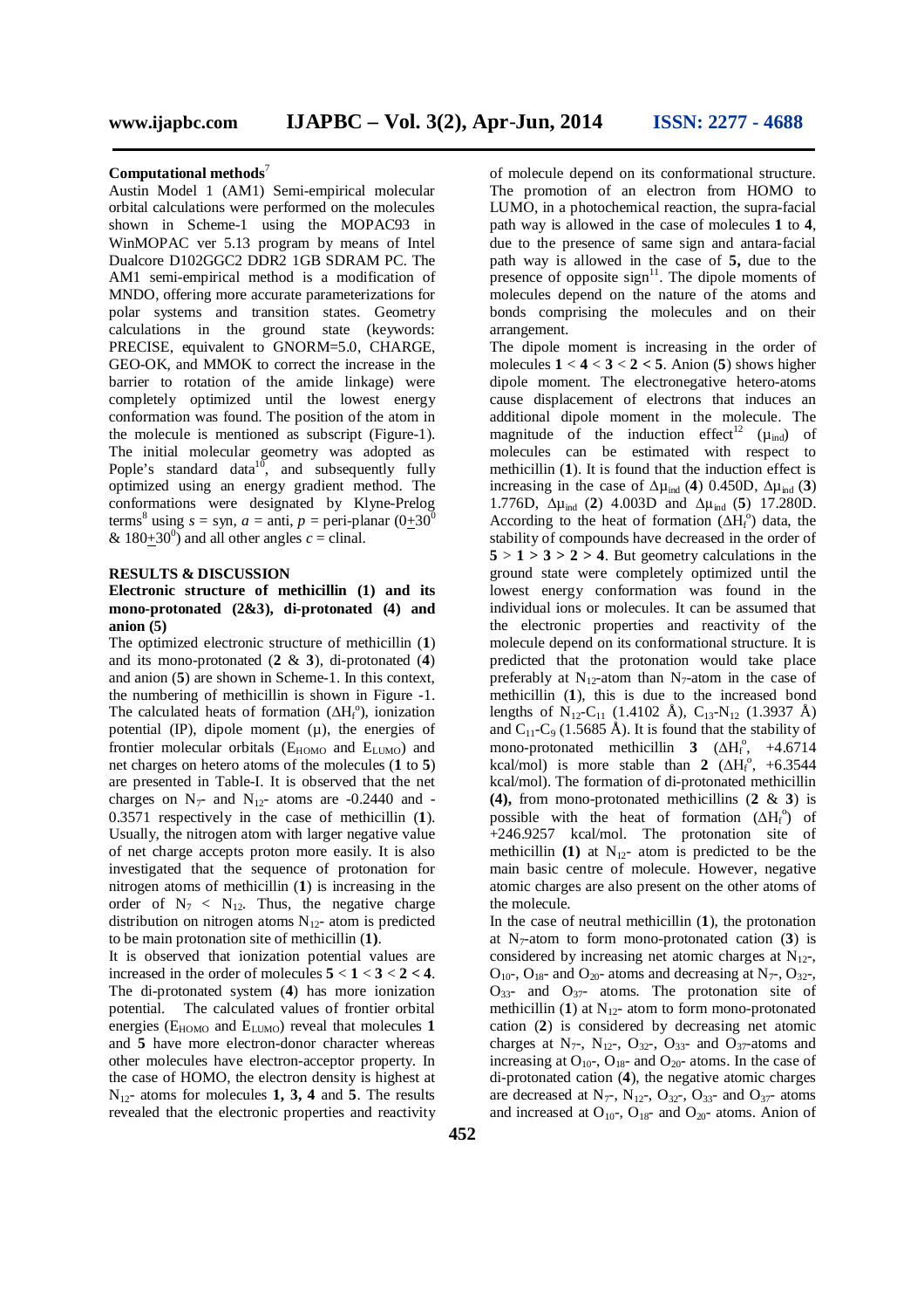**Computational methods**[7]

Austin Model 1 (AM1) Semi-empirical molecular orbital calculations were performed on the molecules shown in Scheme-1 using the MOPAC93 in WinMOPAC ver 5.13 program by means of Intel Dualcore D102GGC2 DDR2 1GB SDRAM PC. The AM1 semi-empirical method is a modification of MNDO, offering more accurate parameterizations for polar systems and transition states. Geometry calculations in the ground state (keywords: PRECISE, equivalent to GNORM=5.0, CHARGE, GEO-OK, and MMOK to correct the increase in the barrier to rotation of the amide linkage) were completely optimized until the lowest energy conformation was found. The position of the atom in the molecule is mentioned as subscript (Figure-1). The initial molecular geometry was adopted as Pople's standard data[10], and subsequently fully optimized using an energy gradient method. The conformations were designated by Klyne-Prelog terms[8] using *s* = syn, *a* = anti, *p* = peri-planar ($0\pm30^0$ & $180\pm30^0$) and all other angles *c* = clinal.

## RESULTS & DISCUSSION

### Electronic structure of methicillin (1) and its mono-protonated (2&3), di-protonated (4) and anion (5)

The optimized electronic structure of methicillin (**1**) and its mono-protonated (**2** & **3**), di-protonated (**4**) and anion (**5**) are shown in Scheme-1. In this context, the numbering of methicillin is shown in Figure -1. The calculated heats of formation ($\Delta H_f^o$), ionization potential (IP), dipole moment ($\mu$), the energies of frontier molecular orbitals ($E_{HOMO}$ and $E_{LUMO}$) and net charges on hetero atoms of the molecules (**1** to **5**) are presented in Table-I. It is observed that the net charges on $N_7$- and $N_{12}$- atoms are -0.2440 and -0.3571 respectively in the case of methicillin (**1**). Usually, the nitrogen atom with larger negative value of net charge accepts proton more easily. It is also investigated that the sequence of protonation for nitrogen atoms of methicillin (**1**) is increasing in the order of $N_7 < N_{12}$. Thus, the negative charge distribution on nitrogen atoms $N_{12}$- atom is predicted to be main protonation site of methicillin (**1**).

It is observed that ionization potential values are increased in the order of molecules **5** < **1** < **3** < **2** < **4**. The di-protonated system (**4**) has more ionization potential. The calculated values of frontier orbital energies ($E_{HOMO}$ and $E_{LUMO}$) reveal that molecules **1** and **5** have more electron-donor character whereas other molecules have electron-acceptor property. In the case of HOMO, the electron density is highest at $N_{12}$- atoms for molecules **1, 3, 4** and **5**. The results revealed that the electronic properties and reactivity of molecule depend on its conformational structure. The promotion of an electron from HOMO to LUMO, in a photochemical reaction, the supra-facial path way is allowed in the case of molecules **1** to **4**, due to the presence of same sign and antara-facial path way is allowed in the case of **5,** due to the presence of opposite sign[11]. The dipole moments of molecules depend on the nature of the atoms and bonds comprising the molecules and on their arrangement.

The dipole moment is increasing in the order of molecules **1** < **4** < **3** < **2** < **5**. Anion (**5**) shows higher dipole moment. The electronegative hetero-atoms cause displacement of electrons that induces an additional dipole moment in the molecule. The magnitude of the induction effect[12] ($\mu_{ind}$) of molecules can be estimated with respect to methicillin (**1**). It is found that the induction effect is increasing in the case of $\Delta\mu_{ind}$ (**4**) 0.450D, $\Delta\mu_{ind}$ (**3**) 1.776D, $\Delta\mu_{ind}$ (**2**) 4.003D and $\Delta\mu_{ind}$ (**5**) 17.280D. According to the heat of formation ($\Delta H_f^o$) data, the stability of compounds have decreased in the order of **5** > **1** > **3** > **2** > **4**. But geometry calculations in the ground state were completely optimized until the lowest energy conformation was found in the individual ions or molecules. It can be assumed that the electronic properties and reactivity of the molecule depend on its conformational structure. It is predicted that the protonation would take place preferably at $N_{12}$-atom than $N_7$-atom in the case of methicillin (**1**), this is due to the increased bond lengths of $N_{12}$-$C_{11}$ (1.4102 Å), $C_{13}$-$N_{12}$ (1.3937 Å) and $C_{11}$-$C_9$ (1.5685 Å). It is found that the stability of mono-protonated methicillin **3** ($\Delta H_f^o$, +4.6714 kcal/mol) is more stable than **2** ($\Delta H_f^o$, +6.3544 kcal/mol). The formation of di-protonated methicillin **(4),** from mono-protonated methicillins (**2** & **3**) is possible with the heat of formation ($\Delta H_f^o$) of +246.9257 kcal/mol. The protonation site of methicillin **(1)** at $N_{12}$- atom is predicted to be the main basic centre of molecule. However, negative atomic charges are also present on the other atoms of the molecule.

In the case of neutral methicillin (**1**), the protonation at $N_7$-atom to form mono-protonated cation (**3**) is considered by increasing net atomic charges at $N_{12}$-, $O_{10}$-, $O_{18}$- and $O_{20}$- atoms and decreasing at $N_7$-, $O_{32}$-, $O_{33}$- and $O_{37}$- atoms. The protonation site of methicillin (**1**) at $N_{12}$- atom to form mono-protonated cation (**2**) is considered by decreasing net atomic charges at $N_7$-, $N_{12}$-, $O_{32}$-, $O_{33}$- and $O_{37}$-atoms and increasing at $O_{10}$-, $O_{18}$- and $O_{20}$- atoms. In the case of di-protonated cation (**4**), the negative atomic charges are decreased at $N_7$-, $N_{12}$-, $O_{32}$-, $O_{33}$- and $O_{37}$- atoms and increased at $O_{10}$-, $O_{18}$- and $O_{20}$- atoms. Anion of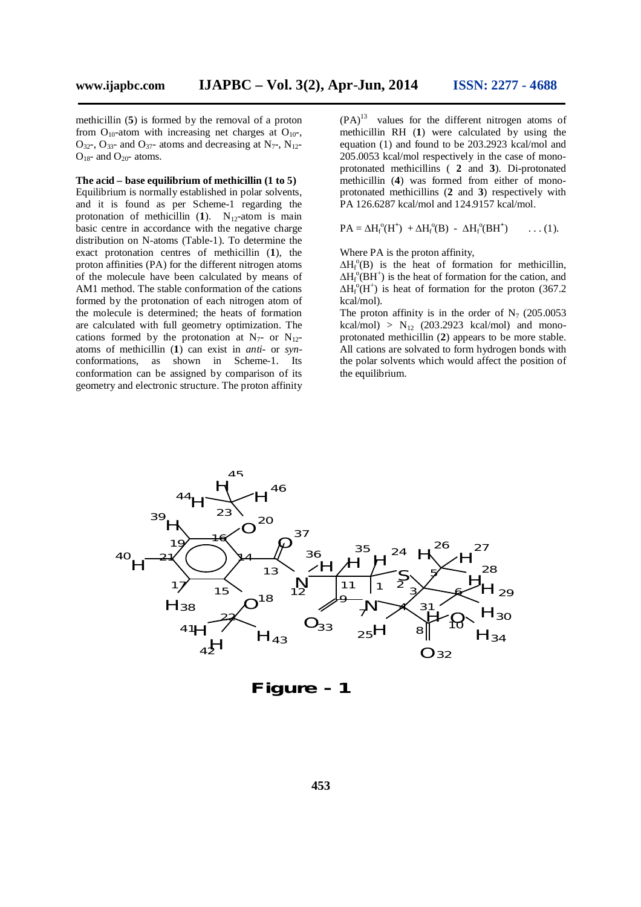methicillin (**5**) is formed by the removal of a proton from $O_{10}$-atom with increasing net charges at $O_{10}$-, $O_{32}$-, $O_{33}$- and $O_{37}$- atoms and decreasing at $N_7$-, $N_{12}$- $O_{18}$- and $O_{20}$- atoms.

**The acid – base equilibrium of methicillin (1 to 5)**

Equilibrium is normally established in polar solvents, and it is found as per Scheme-1 regarding the protonation of methicillin (**1**). $N_{12}$-atom is main basic centre in accordance with the negative charge distribution on N-atoms (Table-1). To determine the exact protonation centres of methicillin (**1**), the proton affinities (PA) for the different nitrogen atoms of the molecule have been calculated by means of AM1 method. The stable conformation of the cations formed by the protonation of each nitrogen atom of the molecule is determined; the heats of formation are calculated with full geometry optimization. The cations formed by the protonation at $N_7$- or $N_{12}$-atoms of methicillin (**1**) can exist in *anti*- or *syn*-conformations, as shown in Scheme-1. Its conformation can be assigned by comparison of its geometry and electronic structure. The proton affinity (PA)[13] values for the different nitrogen atoms of methicillin RH (**1**) were calculated by using the equation (1) and found to be 203.2923 kcal/mol and 205.0053 kcal/mol respectively in the case of mono-protonated methicillins ( **2** and **3**). Di-protonated methicillin (**4**) was formed from either of mono-protonated methicillins (**2** and **3**) respectively with PA 126.6287 kcal/mol and 124.9157 kcal/mol.

$$PA = \Delta H_f^o(H^+) + \Delta H_f^o(B) - \Delta H_f^o(BH^+) \quad \ldots (1).$$

Where PA is the proton affinity,
$\Delta H_f^o(B)$ is the heat of formation for methicillin, $\Delta H_f^o(BH^+)$ is the heat of formation for the cation, and $\Delta H_f^o(H^+)$ is heat of formation for the proton (367.2 kcal/mol).

The proton affinity is in the order of $N_7$ (205.0053 kcal/mol) > $N_{12}$ (203.2923 kcal/mol) and mono-protonated methicillin (**2**) appears to be more stable. All cations are solvated to form hydrogen bonds with the polar solvents which would affect the position of the equilibrium.

**Figure – 1**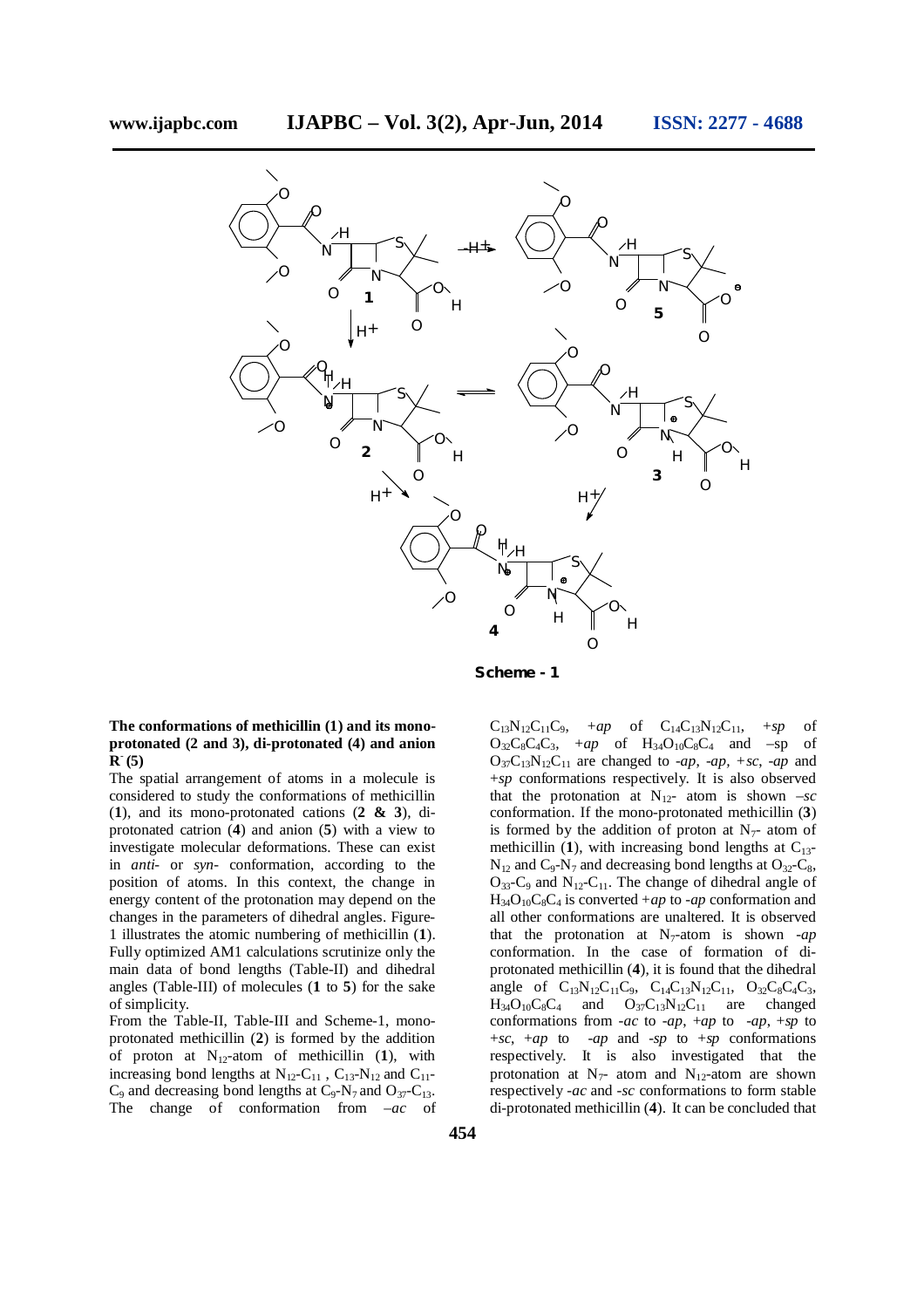Scheme - 1

**The conformations of methicillin (1) and its mono-protonated (2 and 3), di-protonated (4) and anion R$^-$ (5)**

The spatial arrangement of atoms in a molecule is considered to study the conformations of methicillin (**1**), and its mono-protonated cations (**2 & 3**), di-protonated catrion (**4**) and anion (**5**) with a view to investigate molecular deformations. These can exist in *anti*- or *syn*- conformation, according to the position of atoms. In this context, the change in energy content of the protonation may depend on the changes in the parameters of dihedral angles. Figure-1 illustrates the atomic numbering of methicillin (**1**). Fully optimized AM1 calculations scrutinize only the main data of bond lengths (Table-II) and dihedral angles (Table-III) of molecules (**1** to **5**) for the sake of simplicity.

From the Table-II, Table-III and Scheme-1, mono-protonated methicillin (**2**) is formed by the addition of proton at $N_{12}$-atom of methicillin (**1**), with increasing bond lengths at $N_{12}$-$C_{11}$ , $C_{13}$-$N_{12}$ and $C_{11}$-$C_9$ and decreasing bond lengths at $C_9$-$N_7$ and $O_{37}$-$C_{13}$. The change of conformation from *–ac* of $C_{13}N_{12}C_{11}C_9$, *+ap* of $C_{14}C_{13}N_{12}C_{11}$, *+sp* of $O_{32}C_8C_4C_3$, *+ap* of $H_{34}O_{10}C_8C_4$ and –sp of $O_{37}C_{13}N_{12}C_{11}$ are changed to *-ap*, *-ap*, *+sc*, *-ap* and *+sp* conformations respectively. It is also observed that the protonation at $N_{12}$- atom is shown *–sc* conformation. If the mono-protonated methicillin (**3**) is formed by the addition of proton at $N_7$- atom of methicillin (**1**), with increasing bond lengths at $C_{13}$-$N_{12}$ and $C_9$-$N_7$ and decreasing bond lengths at $O_{32}$-$C_8$, $O_{33}$-$C_9$ and $N_{12}$-$C_{11}$. The change of dihedral angle of $H_{34}O_{10}C_8C_4$ is converted *+ap* to *-ap* conformation and all other conformations are unaltered. It is observed that the protonation at $N_7$-atom is shown *-ap* conformation. In the case of formation of di-protonated methicillin (**4**), it is found that the dihedral angle of $C_{13}N_{12}C_{11}C_9$, $C_{14}C_{13}N_{12}C_{11}$, $O_{32}C_8C_4C_3$, $H_{34}O_{10}C_8C_4$ and $O_{37}C_{13}N_{12}C_{11}$ are changed conformations from *-ac* to *-ap*, *+ap* to *-ap*, *+sp* to *+sc*, *+ap* to *-ap* and *-sp* to *+sp* conformations respectively. It is also investigated that the protonation at $N_7$- atom and $N_{12}$-atom are shown respectively *-ac* and *-sc* conformations to form stable di-protonated methicillin (**4**). It can be concluded that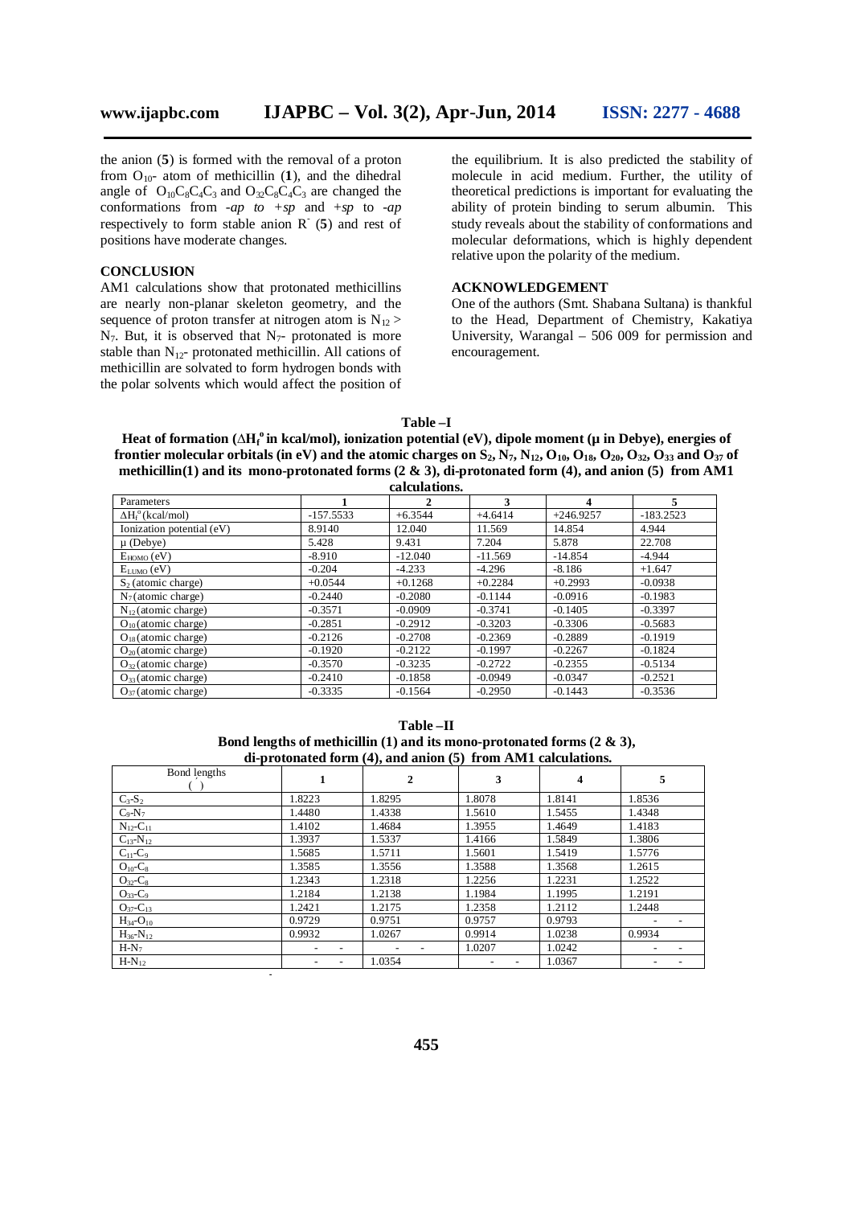the anion (**5**) is formed with the removal of a proton from $O_{10}$- atom of methicillin (**1**), and the dihedral angle of $O_{10}C_8C_4C_3$ and $O_{32}C_8C_4C_3$ are changed the conformations from *-ap to +sp* and *+sp* to *-ap* respectively to form stable anion $R^-$ (**5**) and rest of positions have moderate changes.

## CONCLUSION

AM1 calculations show that protonated methicillins are nearly non-planar skeleton geometry, and the sequence of proton transfer at nitrogen atom is $N_{12} > N_7$. But, it is observed that $N_7$- protonated is more stable than $N_{12}$- protonated methicillin. All cations of methicillin are solvated to form hydrogen bonds with the polar solvents which would affect the position of the equilibrium. It is also predicted the stability of molecule in acid medium. Further, the utility of theoretical predictions is important for evaluating the ability of protein binding to serum albumin. This study reveals about the stability of conformations and molecular deformations, which is highly dependent relative upon the polarity of the medium.

## ACKNOWLEDGEMENT

One of the authors (Smt. Shabana Sultana) is thankful to the Head, Department of Chemistry, Kakatiya University, Warangal – 506 009 for permission and encouragement.

**Table –I**

**Heat of formation ($\Delta H_f^o$ in kcal/mol), ionization potential (eV), dipole moment (μ in Debye), energies of frontier molecular orbitals (in eV) and the atomic charges on $S_2$, $N_7$, $N_{12}$, $O_{10}$, $O_{18}$, $O_{20}$, $O_{32}$, $O_{33}$ and $O_{37}$ of methicillin(1) and its mono-protonated forms (2 & 3), di-protonated form (4), and anion (5) from AM1 calculations.**

| Parameters | 1 | 2 | 3 | 4 | 5 |
|---|---|---|---|---|---|
| $\Delta H_f^o$ (kcal/mol) | -157.5533 | +6.3544 | +4.6414 | +246.9257 | -183.2523 |
| Ionization potential (eV) | 8.9140 | 12.040 | 11.569 | 14.854 | 4.944 |
| μ (Debye) | 5.428 | 9.431 | 7.204 | 5.878 | 22.708 |
| $E_{HOMO}$ (eV) | -8.910 | -12.040 | -11.569 | -14.854 | -4.944 |
| $E_{LUMO}$ (eV) | -0.204 | -4.233 | -4.296 | -8.186 | +1.647 |
| $S_2$ (atomic charge) | +0.0544 | +0.1268 | +0.2284 | +0.2993 | -0.0938 |
| $N_7$ (atomic charge) | -0.2440 | -0.2080 | -0.1144 | -0.0916 | -0.1983 |
| $N_{12}$ (atomic charge) | -0.3571 | -0.0909 | -0.3741 | -0.1405 | -0.3397 |
| $O_{10}$ (atomic charge) | -0.2851 | -0.2912 | -0.3203 | -0.3306 | -0.5683 |
| $O_{18}$ (atomic charge) | -0.2126 | -0.2708 | -0.2369 | -0.2889 | -0.1919 |
| $O_{20}$ (atomic charge) | -0.1920 | -0.2122 | -0.1997 | -0.2267 | -0.1824 |
| $O_{32}$ (atomic charge) | -0.3570 | -0.3235 | -0.2722 | -0.2355 | -0.5134 |
| $O_{33}$ (atomic charge) | -0.2410 | -0.1858 | -0.0949 | -0.0347 | -0.2521 |
| $O_{37}$ (atomic charge) | -0.3335 | -0.1564 | -0.2950 | -0.1443 | -0.3536 |

**Table –II**

**Bond lengths of methicillin (1) and its mono-protonated forms (2 & 3), di-protonated form (4), and anion (5) from AM1 calculations.**

| Bond lengths (Å) | 1 | 2 | 3 | 4 | 5 |
|---|---|---|---|---|---|
| $C_3$-$S_2$ | 1.8223 | 1.8295 | 1.8078 | 1.8141 | 1.8536 |
| $C_9$-$N_7$ | 1.4480 | 1.4338 | 1.5610 | 1.5455 | 1.4348 |
| $N_{12}$-$C_{11}$ | 1.4102 | 1.4684 | 1.3955 | 1.4649 | 1.4183 |
| $C_{13}$-$N_{12}$ | 1.3937 | 1.5337 | 1.4166 | 1.5849 | 1.3806 |
| $C_{11}$-$C_9$ | 1.5685 | 1.5711 | 1.5601 | 1.5419 | 1.5776 |
| $O_{10}$-$C_8$ | 1.3585 | 1.3556 | 1.3588 | 1.3568 | 1.2615 |
| $O_{32}$-$C_8$ | 1.2343 | 1.2318 | 1.2256 | 1.2231 | 1.2522 |
| $O_{33}$-$C_9$ | 1.2184 | 1.2138 | 1.1984 | 1.1995 | 1.2191 |
| $O_{37}$-$C_{13}$ | 1.2421 | 1.2175 | 1.2358 | 1.2112 | 1.2448 |
| $H_{34}$-$O_{10}$ | 0.9729 | 0.9751 | 0.9757 | 0.9793 | - - |
| $H_{36}$-$N_{12}$ | 0.9932 | 1.0267 | 0.9914 | 1.0238 | 0.9934 |
| H-$N_7$ | - - | - - | 1.0207 | 1.0242 | - - |
| H-$N_{12}$ | - - | 1.0354 | - - | 1.0367 | - - |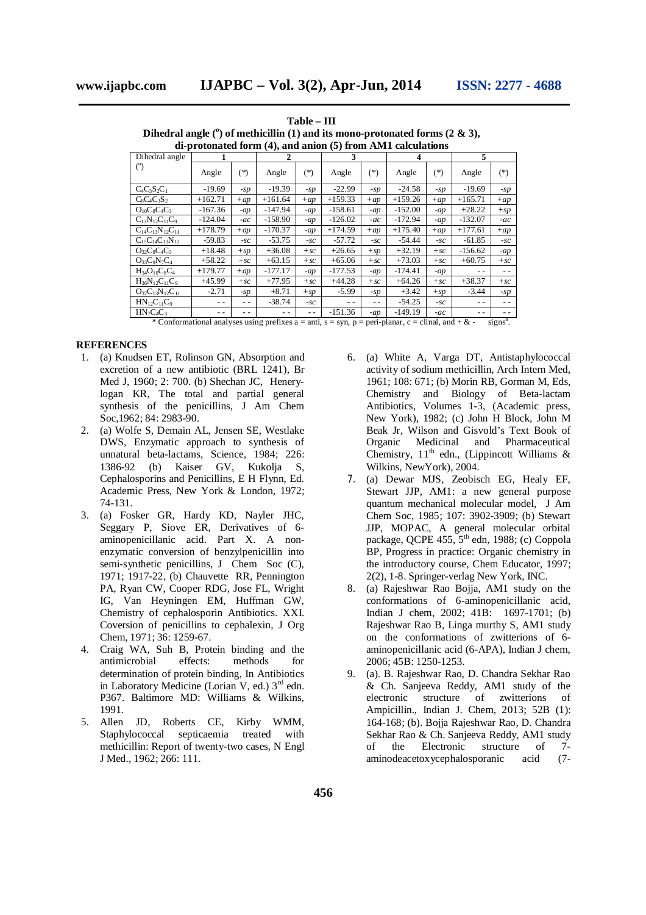**Table – III**
**Dihedral angle (°) of methicillin (1) and its mono-protonated forms (2 & 3), di-protonated form (4), and anion (5) from AM1 calculations**

| Dihedral angle (°) | 1 | | 2 | | 3 | | 4 | | 5 | |
|---|---|---|---|---|---|---|---|---|---|---|
| | Angle | (*) | Angle | (*) | Angle | (*) | Angle | (*) | Angle | (*) |
| $C_4C_3S_2C_1$ | -19.69 | *-sp* | -19.39 | *-sp* | -22.99 | *-sp* | -24.58 | *-sp* | -19.69 | *-sp* |
| $C_8C_4C_3S_2$ | +162.71 | *+ap* | +161.64 | *+ap* | +159.33 | *+ap* | +159.26 | *+ap* | +165.71 | *+ap* |
| $O_{10}C_8C_4C_3$ | -167.36 | *-ap* | -147.94 | *-ap* | -158.61 | *-ap* | -152.00 | *-ap* | +28.22 | *+sp* |
| $C_{13}N_{12}C_{11}C_9$ | -124.04 | *-ac* | -158.90 | *-ap* | -126.02 | *-ac* | -172.94 | *-ap* | -132.07 | *-ac* |
| $C_{14}C_{13}N_{12}C_{11}$ | +178.79 | *+ap* | -170.37 | *-ap* | +174.59 | *+ap* | +175.40 | *+ap* | +177.61 | *+ap* |
| $C_{15}C_{14}C_{13}N_{12}$ | -59.83 | *-sc* | -53.75 | *-sc* | -57.72 | *-sc* | -54.44 | *-sc* | -61.85 | *-sc* |
| $O_{32}C_8C_4C_3$ | +18.48 | *+sp* | +36.08 | *+sc* | +26.65 | *+sp* | +32.19 | *+sc* | -156.62 | *-ap* |
| $O_{33}C_9N_7C_4$ | +58.22 | *+sc* | +63.15 | *+sc* | +65.06 | *+sc* | +73.03 | *+sc* | +60.75 | *+sc* |
| $H_{34}O_{10}C_8C_4$ | +179.77 | *+ap* | -177.17 | *-ap* | -177.53 | *-ap* | -174.41 | *-ap* | - - | - - |
| $H_{36}N_{12}C_{11}C_9$ | +45.99 | *+sc* | +77.95 | *+sc* | +44.28 | *+sc* | +64.26 | *+sc* | +38.37 | *+sc* |
| $O_{37}C_{13}N_{12}C_{11}$ | -2.71 | *-sp* | +8.71 | *+sp* | -5.99 | *-sp* | +3.42 | *+sp* | -3.44 | *-sp* |
| $HN_{12}C_{11}C_9$ | - - | - - | -38.74 | *-sc* | - - | - - | -54.25 | *-sc* | - - | - - |
| $HN_7C_4C_3$ | - - | - - | - - | - - | -151.36 | *-ap* | -149.19 | *-ac* | - - | - - |

\* Conformational analyses using prefixes a = anti, s = syn, p = peri-planar, c = clinal, and + & - signs[8].

## REFERENCES

1. (a) Knudsen ET, Rolinson GN, Absorption and excretion of a new antibiotic (BRL 1241), Br Med J, 1960; 2: 700. (b) Shechan JC, Henery-logan KR, The total and partial general synthesis of the penicillins, J Am Chem Soc,1962; 84: 2983-90.
2. (a) Wolfe S, Demain AL, Jensen SE, Westlake DWS, Enzymatic approach to synthesis of unnatural beta-lactams, Science, 1984; 226: 1386-92 (b) Kaiser GV, Kukolja S, Cephalosporins and Penicillins, E H Flynn, Ed. Academic Press, New York & London, 1972; 74-131.
3. (a) Fosker GR, Hardy KD, Nayler JHC, Seggary P, Siove ER, Derivatives of 6-aminopenicillanic acid. Part X. A non-enzymatic conversion of benzylpenicillin into semi-synthetic penicillins, J Chem Soc (C), 1971; 1917-22, (b) Chauvette RR, Pennington PA, Ryan CW, Cooper RDG, Jose FL, Wright IG, Van Heyningen EM, Huffman GW, Chemistry of cephalosporin Antibiotics. XXI. Coversion of penicillins to cephalexin, J Org Chem, 1971; 36: 1259-67.
4. Craig WA, Suh B, Protein binding and the antimicrobial effects: methods for determination of protein binding, In Antibiotics in Laboratory Medicine (Lorian V, ed.) 3rd edn. P367. Baltimore MD: Williams & Wilkins, 1991.
5. Allen JD, Roberts CE, Kirby WMM, Staphylococcal septicaemia treated with methicillin: Report of twenty-two cases, N Engl J Med., 1962; 266: 111.
6. (a) White A, Varga DT, Antistaphylococcal activity of sodium methicillin, Arch Intern Med, 1961; 108: 671; (b) Morin RB, Gorman M, Eds, Chemistry and Biology of Beta-lactam Antibiotics, Volumes 1-3, (Academic press, New York), 1982; (c) John H Block, John M Beak Jr, Wilson and Gisvold's Text Book of Organic Medicinal and Pharmaceutical Chemistry, 11th edn., (Lippincott Williams & Wilkins, NewYork), 2004.
7. (a) Dewar MJS, Zeobisch EG, Healy EF, Stewart JJP, AM1: a new general purpose quantum mechanical molecular model, J Am Chem Soc, 1985; 107: 3902-3909; (b) Stewart JJP, MOPAC, A general molecular orbital package, QCPE 455, 5th edn, 1988; (c) Coppola BP, Progress in practice: Organic chemistry in the introductory course, Chem Educator, 1997; 2(2), 1-8. Springer-verlag New York, INC.
8. (a) Rajeshwar Rao Bojja, AM1 study on the conformations of 6-aminopenicillanic acid, Indian J chem, 2002; 41B: 1697-1701; (b) Rajeshwar Rao B, Linga murthy S, AM1 study on the conformations of zwitterions of 6-aminopenicillanic acid (6-APA), Indian J chem, 2006; 45B: 1250-1253.
9. (a). B. Rajeshwar Rao, D. Chandra Sekhar Rao & Ch. Sanjeeva Reddy, AM1 study of the electronic structure of zwitterions of Ampicillin., Indian J. Chem, 2013; 52B (1): 164-168; (b). Bojja Rajeshwar Rao, D. Chandra Sekhar Rao & Ch. Sanjeeva Reddy, AM1 study of the Electronic structure of 7-aminodeacetoxycephalosporanic acid (7-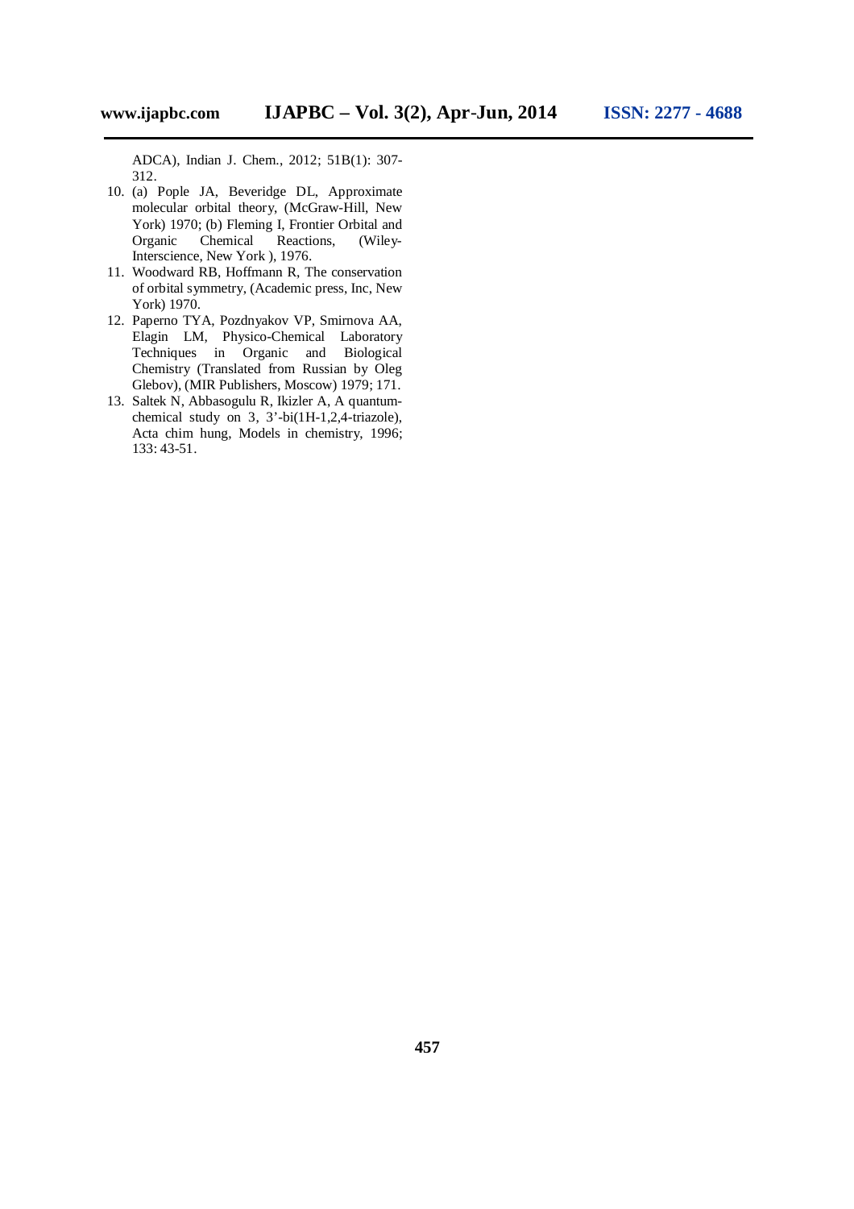ADCA), Indian J. Chem., 2012; 51B(1): 307-312.

10. (a) Pople JA, Beveridge DL, Approximate molecular orbital theory, (McGraw-Hill, New York) 1970; (b) Fleming I, Frontier Orbital and Organic Chemical Reactions, (Wiley-Interscience, New York ), 1976.
11. Woodward RB, Hoffmann R, The conservation of orbital symmetry, (Academic press, Inc, New York) 1970.
12. Paperno TYA, Pozdnyakov VP, Smirnova AA, Elagin LM, Physico-Chemical Laboratory Techniques in Organic and Biological Chemistry (Translated from Russian by Oleg Glebov), (MIR Publishers, Moscow) 1979; 171.
13. Saltek N, Abbasogulu R, Ikizler A, A quantum-chemical study on 3, 3'-bi(1H-1,2,4-triazole), Acta chim hung, Models in chemistry, 1996; 133: 43-51.